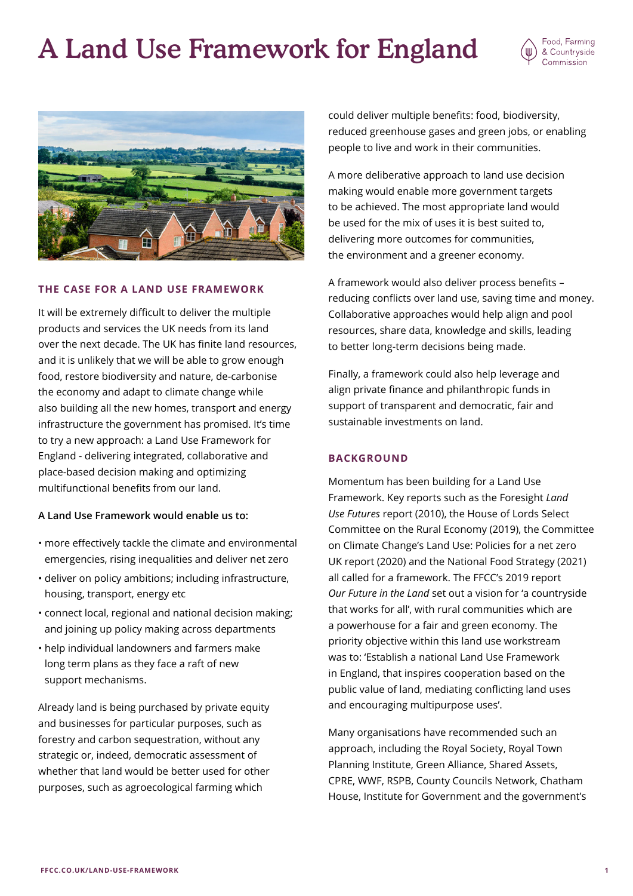# A Land Use Framework for England

## THE CASE FOR A LAND USE FRAMEWORK

It will be extremely difficult to deliver the multiple products and services the UK needs from its land over the next decade. The UK has finite land resources, and it is unlikely that we will be able to grow enough food, restore biodiversity and nature, de-carbonise the economy and adapt to climate change while also building all the new homes, transport and energy infrastructure the government has promised. It's time to try a new approach: a Land Use Framework for England - delivering integrated, collaborative and place-based decision making and optimizing multifunctional benefits from our land.

**A Land Use Framework would enable us to:**

- more effectively tackle the climate and environmental emergencies, rising inequalities and deliver net zero
- deliver on policy ambitions; including infrastructure, housing, transport, energy etc
- connect local, regional and national decision making; and joining up policy making across departments
- help individual landowners and farmers make long term plans as they face a raft of new support mechanisms.

Already land is being purchased by private equity and businesses for particular purposes, such as forestry and carbon sequestration, without any strategic or, indeed, democratic assessment of whether that land would be better used for other purposes, such as agroecological farming which could deliver multiple benefits: food, biodiversity, reduced greenhouse gases and green jobs, or enabling people to live and work in their communities.

A more deliberative approach to land use decision making would enable more government targets to be achieved. The most appropriate land would be used for the mix of uses it is best suited to, delivering more outcomes for communities, the environment and a greener economy.

A framework would also deliver process benefits – reducing conflicts over land use, saving time and money. Collaborative approaches would help align and pool resources, share data, knowledge and skills, leading to better long-term decisions being made.

Finally, a framework could also help leverage and align private finance and philanthropic funds in support of transparent and democratic, fair and sustainable investments on land.

## BACKGROUND

Momentum has been building for a Land Use Framework. Key reports such as the Foresight *Land Use Futures* report (2010), the House of Lords Select Committee on the Rural Economy (2019), the Committee on Climate Change's Land Use: Policies for a net zero UK report (2020) and the National Food Strategy (2021) all called for a framework. The FFCC's 2019 report *Our Future in the Land* set out a vision for 'a countryside that works for all', with rural communities which are a powerhouse for a fair and green economy. The priority objective within this land use workstream was to: 'Establish a national Land Use Framework in England, that inspires cooperation based on the public value of land, mediating conflicting land uses and encouraging multipurpose uses'.

Many organisations have recommended such an approach, including the Royal Society, Royal Town Planning Institute, Green Alliance, Shared Assets, CPRE, WWF, RSPB, County Councils Network, Chatham House, Institute for Government and the government's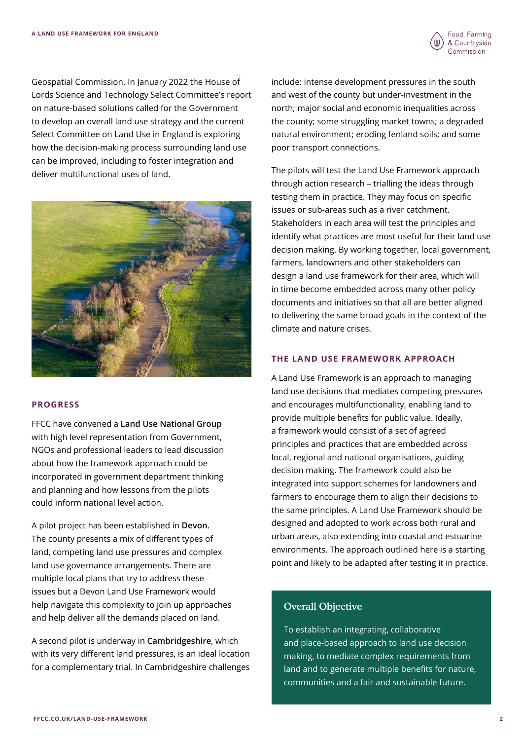Geospatial Commission. In January 2022 the House of Lords Science and Technology Select Committee's report on nature-based solutions called for the Government to develop an overall land use strategy and the current Select Committee on Land Use in England is exploring how the decision-making process surrounding land use can be improved, including to foster integration and deliver multifunctional uses of land.

## PROGRESS

FFCC have convened a **Land Use National Group** with high level representation from Government, NGOs and professional leaders to lead discussion about how the framework approach could be incorporated in government department thinking and planning and how lessons from the pilots could inform national level action.

A pilot project has been established in **Devon**. The county presents a mix of different types of land, competing land use pressures and complex land use governance arrangements. There are multiple local plans that try to address these issues but a Devon Land Use Framework would help navigate this complexity to join up approaches and help deliver all the demands placed on land.

A second pilot is underway in **Cambridgeshire**, which with its very different land pressures, is an ideal location for a complementary trial. In Cambridgeshire challenges include: intense development pressures in the south and west of the county but under-investment in the north; major social and economic inequalities across the county; some struggling market towns; a degraded natural environment; eroding fenland soils; and some poor transport connections.

The pilots will test the Land Use Framework approach through action research – trialling the ideas through testing them in practice. They may focus on specific issues or sub-areas such as a river catchment. Stakeholders in each area will test the principles and identify what practices are most useful for their land use decision making. By working together, local government, farmers, landowners and other stakeholders can design a land use framework for their area, which will in time become embedded across many other policy documents and initiatives so that all are better aligned to delivering the same broad goals in the context of the climate and nature crises.

## THE LAND USE FRAMEWORK APPROACH

A Land Use Framework is an approach to managing land use decisions that mediates competing pressures and encourages multifunctionality, enabling land to provide multiple benefits for public value. Ideally, a framework would consist of a set of agreed principles and practices that are embedded across local, regional and national organisations, guiding decision making. The framework could also be integrated into support schemes for landowners and farmers to encourage them to align their decisions to the same principles. A Land Use Framework should be designed and adopted to work across both rural and urban areas, also extending into coastal and estuarine environments. The approach outlined here is a starting point and likely to be adapted after testing it in practice.

### Overall Objective

To establish an integrating, collaborative and place-based approach to land use decision making, to mediate complex requirements from land and to generate multiple benefits for nature, communities and a fair and sustainable future.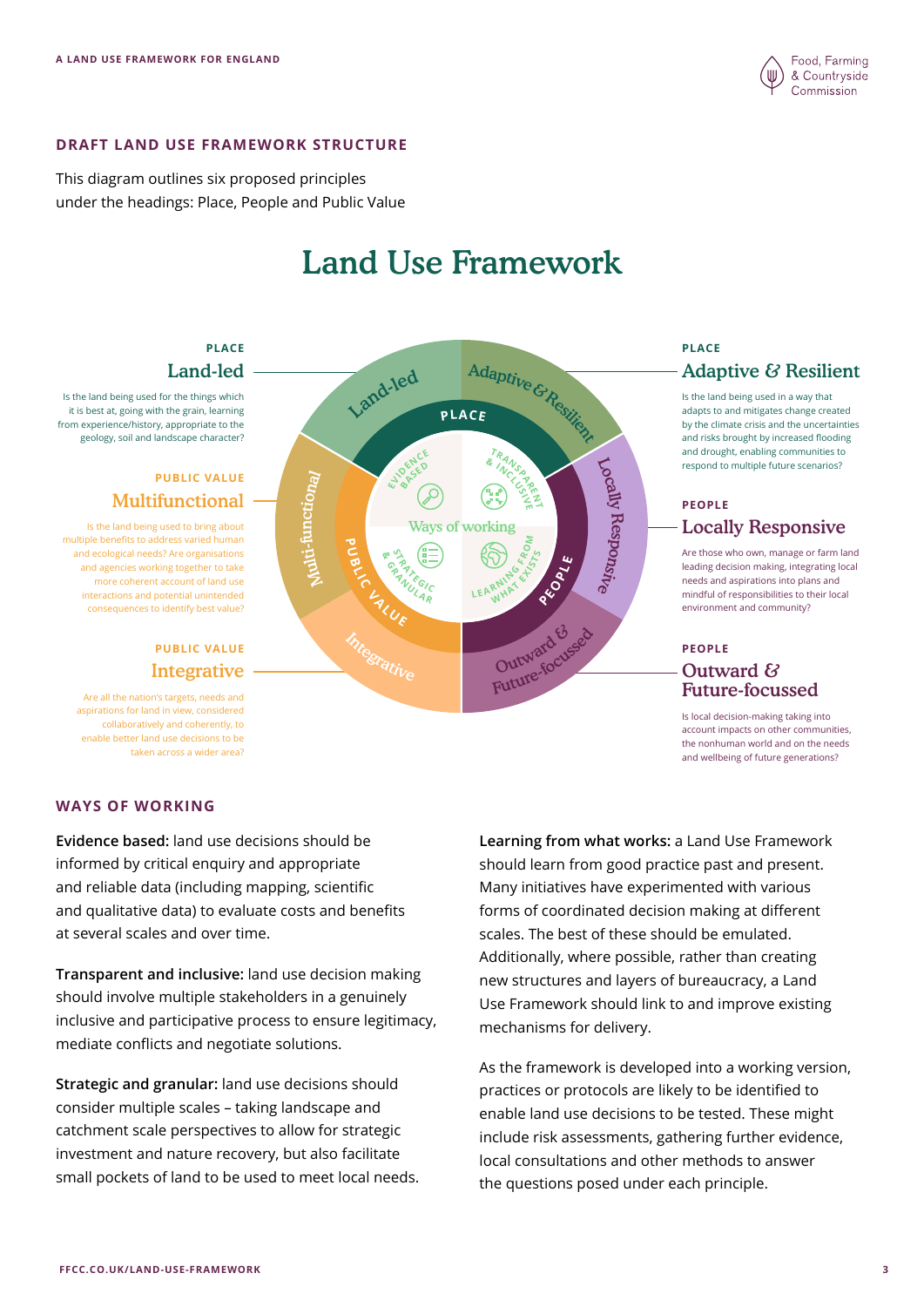## DRAFT LAND USE FRAMEWORK STRUCTURE

This diagram outlines six proposed principles under the headings: Place, People and Public Value

# Land Use Framework

**PLACE**

### Land-led

Is the land being used for the things which it is best at, going with the grain, learning from experience/history, appropriate to the geology, soil and landscape character?

**PUBLIC VALUE**

### Multifunctional

Is the land being used to bring about multiple benefits to address varied human and ecological needs? Are organisations and agencies working together to take more coherent account of land use interactions and potential unintended consequences to identify best value?

**PUBLIC VALUE**

### Integrative

Are all the nation's targets, needs and aspirations for land in view, considered collaboratively and coherently, to enable better land use decisions to be taken across a wider area?

**PLACE**

### Adaptive & Resilient

Is the land being used in a way that adapts to and mitigates change created by the climate crisis and the uncertainties and risks brought by increased flooding and drought, enabling communities to respond to multiple future scenarios?

**PEOPLE**

### Locally Responsive

Are those who own, manage or farm land leading decision making, integrating local needs and aspirations into plans and mindful of responsibilities to their local environment and community?

**PEOPLE**

### Outward & Future-focussed

Is local decision-making taking into account impacts on other communities, the nonhuman world and on the needs and wellbeing of future generations?

Ways of working: Evidence based; Transparent & inclusive; Strategic & granular; Learning from what exists

## WAYS OF WORKING

**Evidence based:** land use decisions should be informed by critical enquiry and appropriate and reliable data (including mapping, scientific and qualitative data) to evaluate costs and benefits at several scales and over time.

**Transparent and inclusive:** land use decision making should involve multiple stakeholders in a genuinely inclusive and participative process to ensure legitimacy, mediate conflicts and negotiate solutions.

**Strategic and granular:** land use decisions should consider multiple scales – taking landscape and catchment scale perspectives to allow for strategic investment and nature recovery, but also facilitate small pockets of land to be used to meet local needs.

**Learning from what works:** a Land Use Framework should learn from good practice past and present. Many initiatives have experimented with various forms of coordinated decision making at different scales. The best of these should be emulated. Additionally, where possible, rather than creating new structures and layers of bureaucracy, a Land Use Framework should link to and improve existing mechanisms for delivery.

As the framework is developed into a working version, practices or protocols are likely to be identified to enable land use decisions to be tested. These might include risk assessments, gathering further evidence, local consultations and other methods to answer the questions posed under each principle.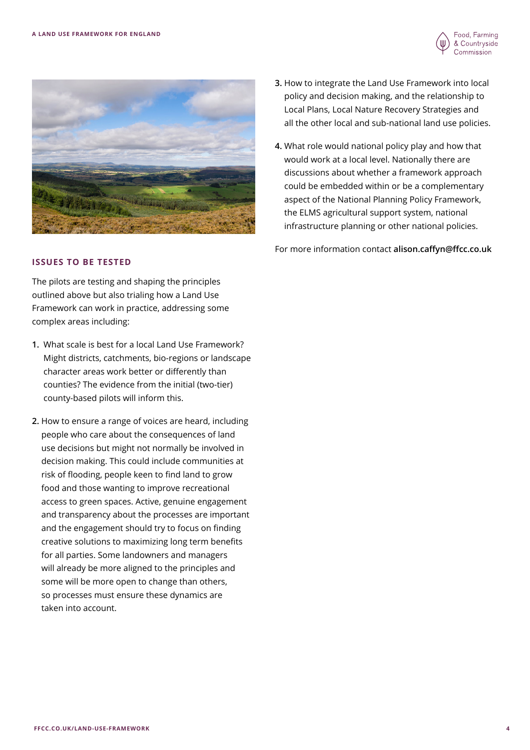## ISSUES TO BE TESTED

The pilots are testing and shaping the principles outlined above but also trialing how a Land Use Framework can work in practice, addressing some complex areas including:

1. What scale is best for a local Land Use Framework? Might districts, catchments, bio-regions or landscape character areas work better or differently than counties? The evidence from the initial (two-tier) county-based pilots will inform this.

2. How to ensure a range of voices are heard, including people who care about the consequences of land use decisions but might not normally be involved in decision making. This could include communities at risk of flooding, people keen to find land to grow food and those wanting to improve recreational access to green spaces. Active, genuine engagement and transparency about the processes are important and the engagement should try to focus on finding creative solutions to maximizing long term benefits for all parties. Some landowners and managers will already be more aligned to the principles and some will be more open to change than others, so processes must ensure these dynamics are taken into account.

3. How to integrate the Land Use Framework into local policy and decision making, and the relationship to Local Plans, Local Nature Recovery Strategies and all the other local and sub-national land use policies.

4. What role would national policy play and how that would work at a local level. Nationally there are discussions about whether a framework approach could be embedded within or be a complementary aspect of the National Planning Policy Framework, the ELMS agricultural support system, national infrastructure planning or other national policies.

For more information contact **alison.caffyn@ffcc.co.uk**